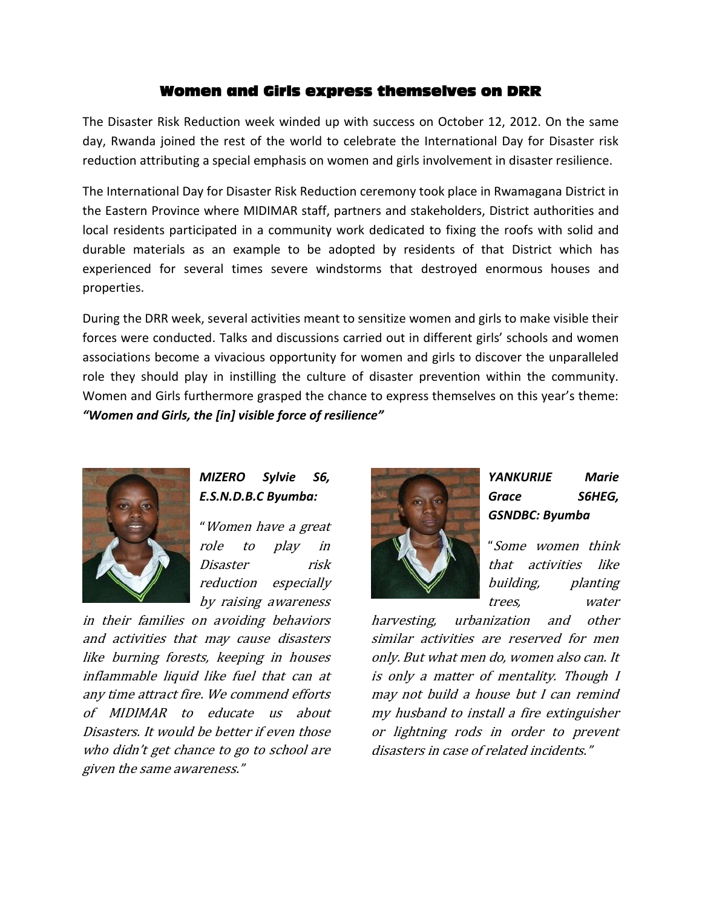## Women and Girls express themselves on DRR

The Disaster Risk Reduction week winded up with success on October 12, 2012. On the same day, Rwanda joined the rest of the world to celebrate the International Day for Disaster risk reduction attributing a special emphasis on women and girls involvement in disaster resilience.

The International Day for Disaster Risk Reduction ceremony took place in Rwamagana District in the Eastern Province where MIDIMAR staff, partners and stakeholders, District authorities and local residents participated in a community work dedicated to fixing the roofs with solid and durable materials as an example to be adopted by residents of that District which has experienced for several times severe windstorms that destroyed enormous houses and properties.

During the DRR week, several activities meant to sensitize women and girls to make visible their forces were conducted. Talks and discussions carried out in different girls' schools and women associations become a vivacious opportunity for women and girls to discover the unparalleled role they should play in instilling the culture of disaster prevention within the community. Women and Girls furthermore grasped the chance to express themselves on this year's theme: ***"Women and Girls, the [in] visible force of resilience"***

***MIZERO Sylvie S6, E.S.N.D.B.C Byumba:***

"*Women have a great role to play in Disaster risk reduction especially by raising awareness in their families on avoiding behaviors and activities that may cause disasters like burning forests, keeping in houses inflammable liquid like fuel that can at any time attract fire. We commend efforts of MIDIMAR to educate us about Disasters. It would be better if even those who didn't get chance to go to school are given the same awareness.*"

***YANKURIJE Marie Grace S6HEG, GSNDBC: Byumba***

"*Some women think that activities like building, planting trees, water harvesting, urbanization and other similar activities are reserved for men only. But what men do, women also can. It is only a matter of mentality. Though I may not build a house but I can remind my husband to install a fire extinguisher or lightning rods in order to prevent disasters in case of related incidents.*"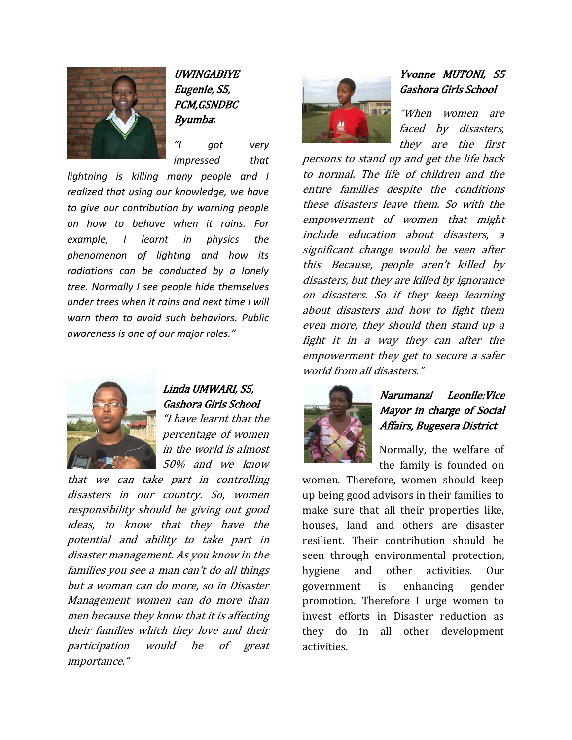***UWINGABIYE Eugenie, S5, PCM,GSNDBC Byumba*:**

*"I got very impressed that lightning is killing many people and I realized that using our knowledge, we have to give our contribution by warning people on how to behave when it rains. For example, I learnt in physics the phenomenon of lighting and how its radiations can be conducted by a lonely tree. Normally I see people hide themselves under trees when it rains and next time I will warn them to avoid such behaviors. Public awareness is one of our major roles."*

***Linda UMWARI, S5, Gashora Girls School***

*"I have learnt that the percentage of women in the world is almost 50% and we know that we can take part in controlling disasters in our country. So, women responsibility should be giving out good ideas, to know that they have the potential and ability to take part in disaster management. As you know in the families you see a man can't do all things but a woman can do more, so in Disaster Management women can do more than men because they know that it is affecting their families which they love and their participation would be of great importance."*

***Yvonne MUTONI, S5 Gashora Girls School***

*"When women are faced by disasters, they are the first persons to stand up and get the life back to normal. The life of children and the entire families despite the conditions these disasters leave them. So with the empowerment of women that might include education about disasters, a significant change would be seen after this. Because, people aren't killed by disasters, but they are killed by ignorance on disasters. So if they keep learning about disasters and how to fight them even more, they should then stand up a fight it in a way they can after the empowerment they get to secure a safer world from all disasters."*

***Narumanzi Leonile:Vice Mayor in charge of Social Affairs, Bugesera District***

Normally, the welfare of the family is founded on women. Therefore, women should keep up being good advisors in their families to make sure that all their properties like, houses, land and others are disaster resilient. Their contribution should be seen through environmental protection, hygiene and other activities. Our government is enhancing gender promotion. Therefore I urge women to invest efforts in Disaster reduction as they do in all other development activities.